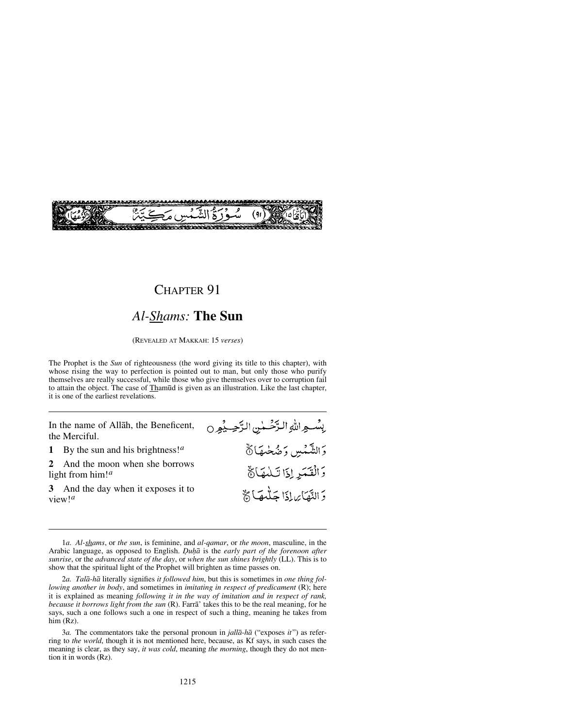سُوْرَةُ الشَّمْسِ مَكِّيَّةٌ (٩١)

# CHAPTER 91

## *Al-Shams:* **The Sun**

(REVEALED AT MAKKAH: 15 *verses*)

The Prophet is the *Sun* of righteousness (the word giving its title to this chapter), with whose rising the way to perfection is pointed out to man, but only those who purify themselves are really successful, while those who give themselves over to corruption fail to attain the object. The case of Thamūd is given as an illustration. Like the last chapter, it is one of the earliest revelations.

---

In the name of Allāh, the Beneficent, the Merciful.

بِسْمِ اللّٰهِ الرَّحْمٰنِ الرَّحِيْمِ

**1** By the sun and his brightness![a]

وَالشَّمْسِ وَضُحٰهَا ۝

**2** And the moon when she borrows light from him![a]

وَالْقَمَرِ اِذَا تَلٰهَا ۝

**3** And the day when it exposes it to view![a]

وَالنَّهَارِ اِذَا جَلّٰهَا ۝

---

1*a. Al-shams*, or *the sun*, is feminine, and *al-qamar*, or *the moon*, masculine, in the Arabic language, as opposed to English. *Ḍuḥā* is the *early part of the forenoon after sunrise*, or the *advanced state of the day*, or *when the sun shines brightly* (LL). This is to show that the spiritual light of the Prophet will brighten as time passes on.

2*a. Talā-hā* literally signifies *it followed him*, but this is sometimes in *one thing following another in body*, and sometimes in *imitating in respect of predicament* (R); here it is explained as meaning *following it in the way of imitation and in respect of rank, because it borrows light from the sun* (R). Farrā' takes this to be the real meaning, for he says, such a one follows such a one in respect of such a thing, meaning he takes from him (Rz).

3*a.* The commentators take the personal pronoun in *jallā-hā* ("exposes *it*") as referring to *the world*, though it is not mentioned here, because, as Kf says, in such cases the meaning is clear, as they say, *it was cold*, meaning *the morning*, though they do not mention it in words (Rz).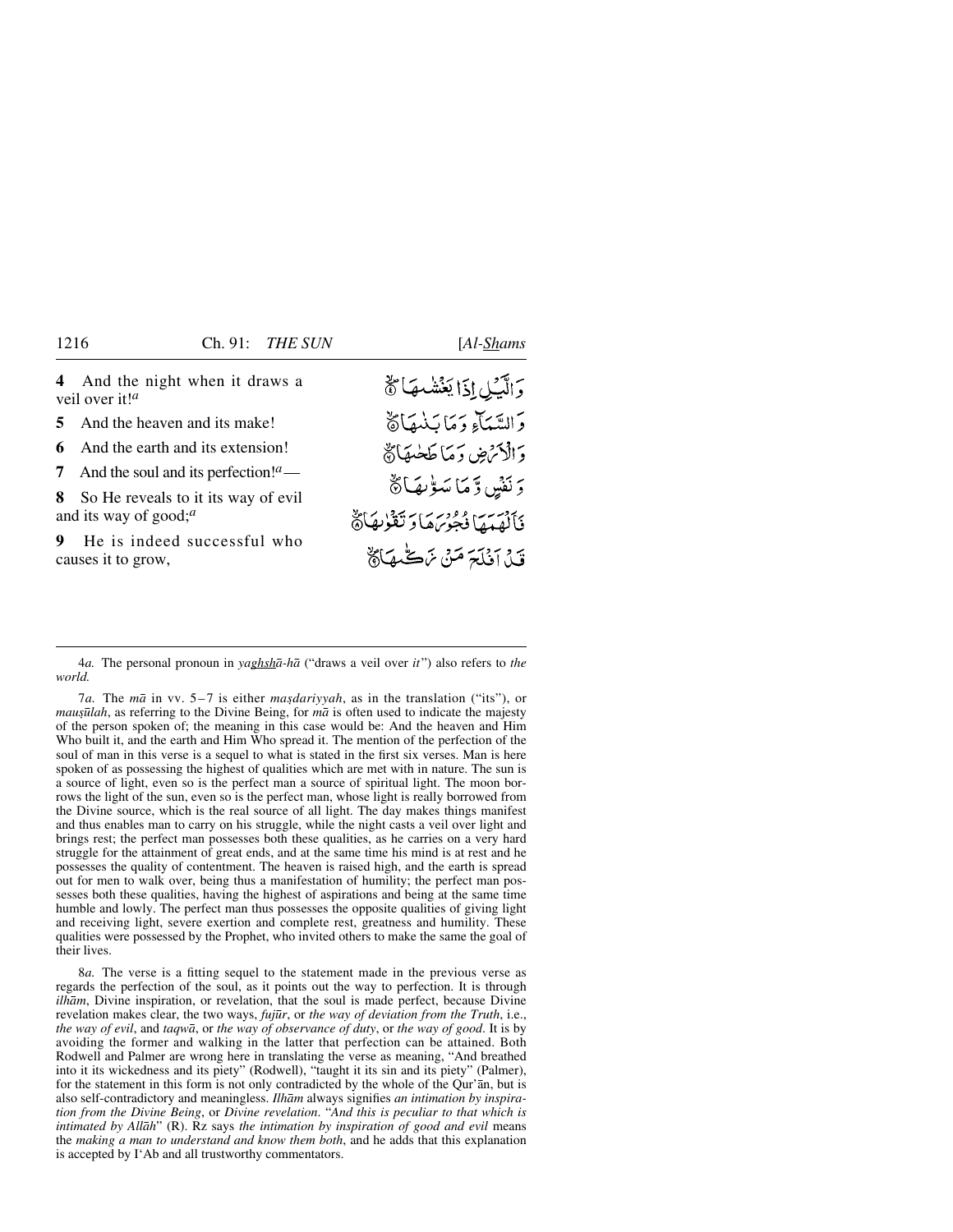**4** And the night when it draws a veil over it![a]

**5** And the heaven and its make!

**6** And the earth and its extension!

**7** And the soul and its perfection![a]—

**8** So He reveals to it its way of evil and its way of good;[a]

**9** He is indeed successful who causes it to grow,

وَالَّيْلِ إِذَا يَغْشٰهَا ﴿٤﴾

وَالسَّمَآءِ وَمَا بَنٰهَا ﴿٥﴾

وَالْأَرْضِ وَمَا طَحٰهَا ﴿٦﴾

وَنَفْسٍ وَّمَا سَوّٰهَا ﴿٧﴾

فَأَلْهَمَهَا فُجُوْرَهَا وَتَقْوٰهَا ﴿٨﴾

قَدْ أَفْلَحَ مَنْ زَكّٰهَا ﴿٩﴾

---

4*a.* The personal pronoun in *yaghshā-hā* ("draws a veil over *it*") also refers to *the world.*

7*a.* The *mā* in vv. 5–7 is either *maṣdariyyah*, as in the translation ("its"), or *mauṣūlah*, as referring to the Divine Being, for *mā* is often used to indicate the majesty of the person spoken of; the meaning in this case would be: And the heaven and Him Who built it, and the earth and Him Who spread it. The mention of the perfection of the soul of man in this verse is a sequel to what is stated in the first six verses. Man is here spoken of as possessing the highest of qualities which are met with in nature. The sun is a source of light, even so is the perfect man a source of spiritual light. The moon borrows the light of the sun, even so is the perfect man, whose light is really borrowed from the Divine source, which is the real source of all light. The day makes things manifest and thus enables man to carry on his struggle, while the night casts a veil over light and brings rest; the perfect man possesses both these qualities, as he carries on a very hard struggle for the attainment of great ends, and at the same time his mind is at rest and he possesses the quality of contentment. The heaven is raised high, and the earth is spread out for men to walk over, being thus a manifestation of humility; the perfect man possesses both these qualities, having the highest of aspirations and being at the same time humble and lowly. The perfect man thus possesses the opposite qualities of giving light and receiving light, severe exertion and complete rest, greatness and humility. These qualities were possessed by the Prophet, who invited others to make the same the goal of their lives.

8*a.* The verse is a fitting sequel to the statement made in the previous verse as regards the perfection of the soul, as it points out the way to perfection. It is through *ilhām*, Divine inspiration, or revelation, that the soul is made perfect, because Divine revelation makes clear, the two ways, *fujūr*, or *the way of deviation from the Truth*, i.e., *the way of evil*, and *taqwā*, or *the way of observance of duty*, or *the way of good*. It is by avoiding the former and walking in the latter that perfection can be attained. Both Rodwell and Palmer are wrong here in translating the verse as meaning, "And breathed into it its wickedness and its piety" (Rodwell), "taught it its sin and its piety" (Palmer), for the statement in this form is not only contradicted by the whole of the Qur'ān, but is also self-contradictory and meaningless. *Ilhām* always signifies *an intimation by inspiration from the Divine Being*, or *Divine revelation*. "*And this is peculiar to that which is intimated by Allāh*" (R). Rz says *the intimation by inspiration of good and evil* means the *making a man to understand and know them both*, and he adds that this explanation is accepted by I'Ab and all trustworthy commentators.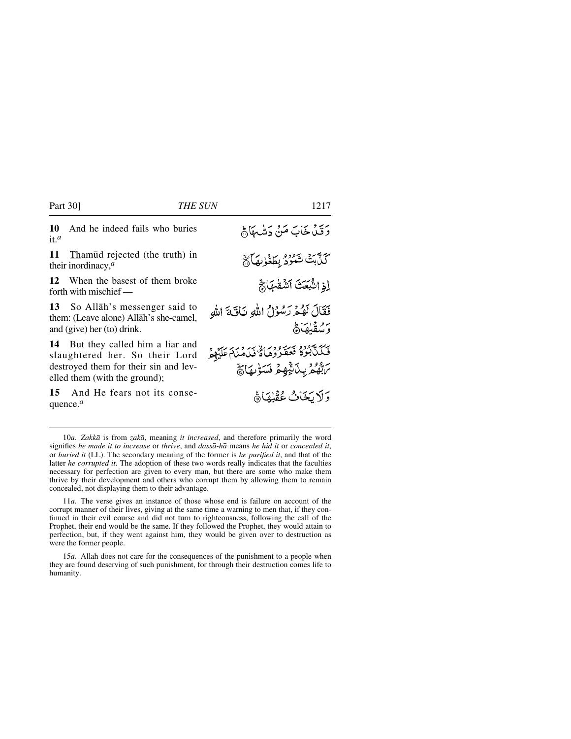**10** And he indeed fails who buries it.[a]

وَقَدْ خَابَ مَنْ دَسّٰهَا ۝

**11** Thamūd rejected (the truth) in their inordinacy,[a]

كَذَّبَتْ ثَمُوْدُ بِطَغْوٰىهَآ ۝

**12** When the basest of them broke forth with mischief —

اِذِ انْۢبَعَثَ اَشْقٰىهَا ۝

**13** So Allāh's messenger said to them: (Leave alone) Allāh's she-camel, and (give) her (to) drink.

فَقَالَ لَهُمْ رَسُوْلُ اللّٰهِ نَاقَةَ اللّٰهِ وَسُقْيٰهَا ۝

**14** But they called him a liar and slaughtered her. So their Lord destroyed them for their sin and levelled them (with the ground);

فَكَذَّبُوْهُ فَعَقَرُوْهَا ۪ۙ فَدَمْدَمَ عَلَيْهِمْ رَبُّهُمْ بِذَنْۢبِهِمْ فَسَوّٰىهَا ۝

**15** And He fears not its consequence.[a]

وَلَا يَخَافُ عُقْبٰهَا ۝

---

10*a.* *Zakkā* is from *zakā*, meaning *it increased*, and therefore primarily the word signifies *he made it to increase* or *thrive*, and *dassā-hā* means *he hid it* or *concealed it*, or *buried it* (LL). The secondary meaning of the former is *he purified it*, and that of the latter *he corrupted it*. The adoption of these two words really indicates that the faculties necessary for perfection are given to every man, but there are some who make them thrive by their development and others who corrupt them by allowing them to remain concealed, not displaying them to their advantage.

11*a.* The verse gives an instance of those whose end is failure on account of the corrupt manner of their lives, giving at the same time a warning to men that, if they continued in their evil course and did not turn to righteousness, following the call of the Prophet, their end would be the same. If they followed the Prophet, they would attain to perfection, but, if they went against him, they would be given over to destruction as were the former people.

15*a.* Allāh does not care for the consequences of the punishment to a people when they are found deserving of such punishment, for through their destruction comes life to humanity.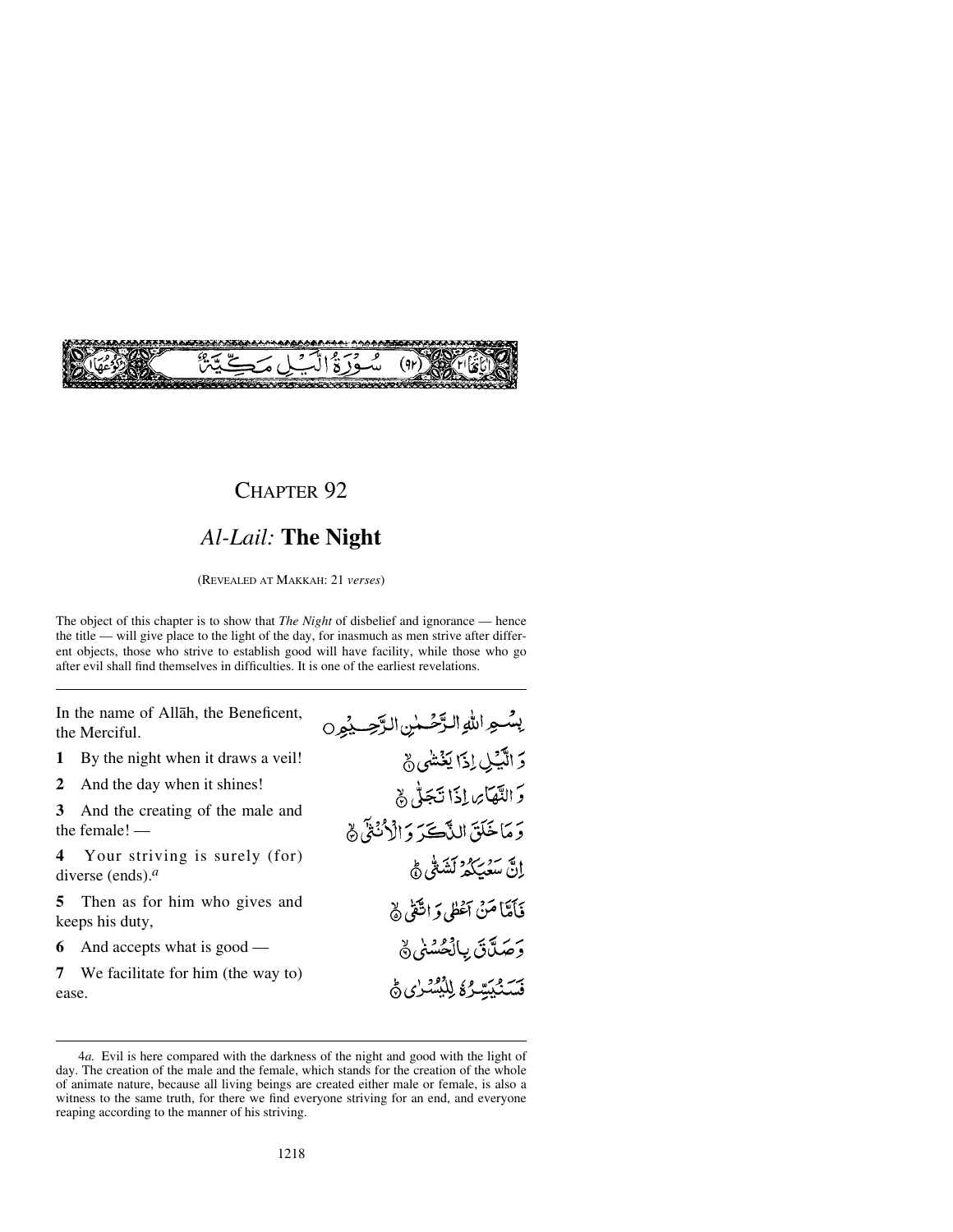سُوْرَةُ الَّيْلِ مَكِّيَّةٌ (٩٢)

# CHAPTER 92

## *Al-Lail:* **The Night**

(REVEALED AT MAKKAH: 21 *verses*)

The object of this chapter is to show that *The Night* of disbelief and ignorance — hence the title — will give place to the light of the day, for inasmuch as men strive after different objects, those who strive to establish good will have facility, while those who go after evil shall find themselves in difficulties. It is one of the earliest revelations.

---

In the name of Allāh, the Beneficent, the Merciful.

بِسْمِ اللّٰهِ الرَّحْمٰنِ الرَّحِيْمِ

**1** By the night when it draws a veil!

وَ الَّيْلِ اِذَا يَغْشٰى ۙ﴿۱﴾

**2** And the day when it shines!

وَ النَّهَارِ اِذَا تَجَلّٰى ۙ﴿۲﴾

**3** And the creating of the male and the female! —

وَ مَا خَلَقَ الذَّكَرَ وَ الْاُنْثٰۤى ۙ﴿۳﴾

**4** Your striving is surely (for) diverse (ends).[a]

اِنَّ سَعْيَكُمْ لَشَتّٰى ؕ﴿۴﴾

**5** Then as for him who gives and keeps his duty,

فَاَمَّا مَنْ اَعْطٰى وَ اتَّقٰى ۙ﴿۵﴾

**6** And accepts what is good —

وَ صَدَّقَ بِالْحُسْنٰى ۙ﴿۶﴾

**7** We facilitate for him (the way to) ease.

فَسَنُيَسِّرُهٗ لِلْيُسْرٰى ؕ﴿۷﴾

---

4*a.* Evil is here compared with the darkness of the night and good with the light of day. The creation of the male and the female, which stands for the creation of the whole of animate nature, because all living beings are created either male or female, is also a witness to the same truth, for there we find everyone striving for an end, and everyone reaping according to the manner of his striving.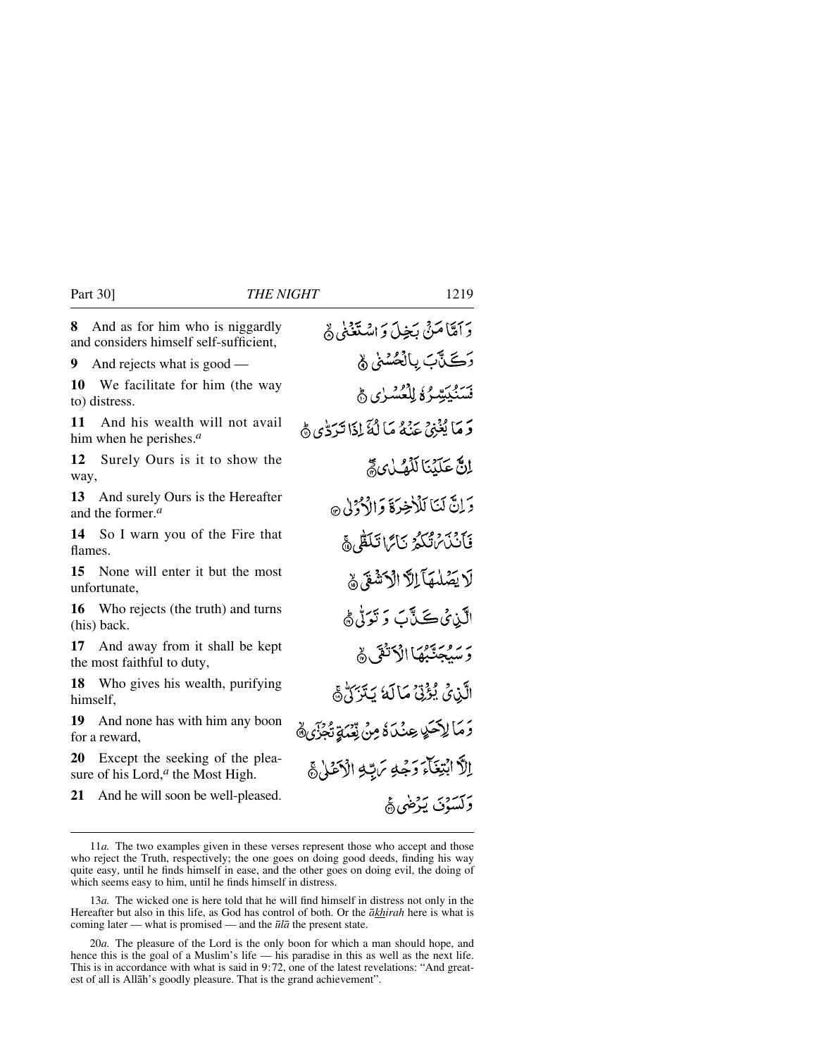**8** And as for him who is niggardly and considers himself self-sufficient,

وَ اَمَّا مَنۡۢ بَخِلَ وَ اسۡتَغۡنٰی ۙ﴿۸﴾

**9** And rejects what is good —

وَ کَذَّبَ بِالۡحُسۡنٰی ۙ﴿۹﴾

**10** We facilitate for him (the way to) distress.

فَسَنُیَسِّرُہٗ لِلۡعُسۡرٰی ﴿ؕ۱۰﴾

**11** And his wealth will not avail him when he perishes.[a]

وَ مَا یُغۡنِیۡ عَنۡہُ مَالُہٗۤ اِذَا تَرَدّٰی ﴿ؕ۱۱﴾

**12** Surely Ours is it to show the way,

اِنَّ عَلَیۡنَا لَلۡہُدٰی ﴿۫ۖ۱۲﴾

**13** And surely Ours is the Hereafter and the former.[a]

وَ اِنَّ لَنَا لَلۡاٰخِرَۃَ وَ الۡاُوۡلٰی ﴿۱۳﴾

**14** So I warn you of the Fire that flames.

فَاَنۡذَرۡتُکُمۡ نَارًا تَلَظّٰی ﴿ۚ۱۴﴾

**15** None will enter it but the most unfortunate,

لَا یَصۡلٰىہَاۤ اِلَّا الۡاَشۡقَی ﴿ۙ۱۵﴾

**16** Who rejects (the truth) and turns (his) back.

الَّذِیۡ کَذَّبَ وَ تَوَلّٰی ﴿ؕ۱۶﴾

**17** And away from it shall be kept the most faithful to duty,

وَ سَیُجَنَّبُہَا الۡاَتۡقَی ﴿ۙ۱۷﴾

**18** Who gives his wealth, purifying himself,

الَّذِیۡ یُؤۡتِیۡ مَالَہٗ یَتَزَکّٰی ﴿ۚ۱۸﴾

**19** And none has with him any boon for a reward,

وَ مَا لِاَحَدٍ عِنۡدَہٗ مِنۡ نِّعۡمَۃٍ تُجۡزٰۤی ﴿ۙ۱۹﴾

**20** Except the seeking of the pleasure of his Lord,[a] the Most High.

اِلَّا ابۡتِغَآءَ وَجۡہِ رَبِّہِ الۡاَعۡلٰی ﴿ۚ۲۰﴾

**21** And he will soon be well-pleased.

وَ لَسَوۡفَ یَرۡضٰی ﴿۲۱﴾

---

11*a.* The two examples given in these verses represent those who accept and those who reject the Truth, respectively; the one goes on doing good deeds, finding his way quite easy, until he finds himself in ease, and the other goes on doing evil, the doing of which seems easy to him, until he finds himself in distress.

13*a.* The wicked one is here told that he will find himself in distress not only in the Hereafter but also in this life, as God has control of both. Or the *ākhirah* here is what is coming later — what is promised — and the *ūlā* the present state.

20*a.* The pleasure of the Lord is the only boon for which a man should hope, and hence this is the goal of a Muslim's life — his paradise in this as well as the next life. This is in accordance with what is said in 9:72, one of the latest revelations: "And greatest of all is Allāh's goodly pleasure. That is the grand achievement".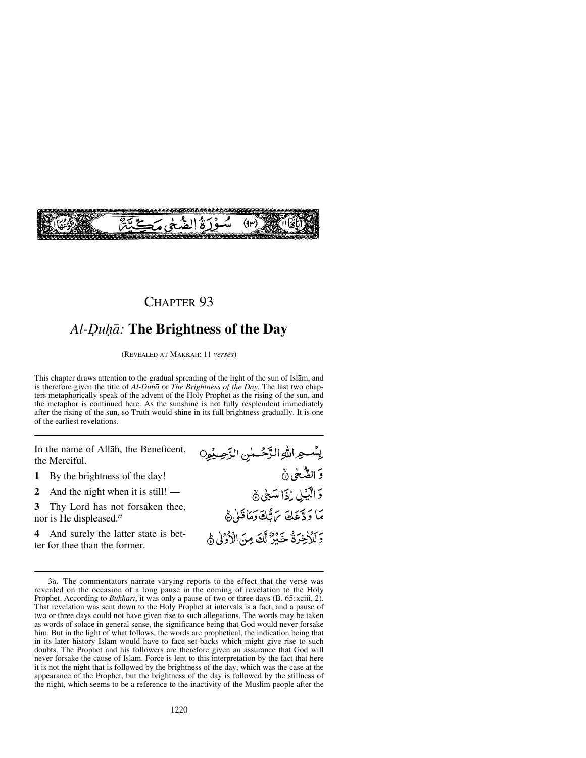سُوْرَةُ الضُّحٰى مَكِّيَّةٌ (٩٣)

# CHAPTER 93

## *Al-Ḍuḥā:* The Brightness of the Day

(REVEALED AT MAKKAH: 11 *verses*)

This chapter draws attention to the gradual spreading of the light of the sun of Islām, and is therefore given the title of *Al-Ḍuḥā* or *The Brightness of the Day*. The last two chapters metaphorically speak of the advent of the Holy Prophet as the rising of the sun, and the metaphor is continued here. As the sunshine is not fully resplendent immediately after the rising of the sun, so Truth would shine in its full brightness gradually. It is one of the earliest revelations.

In the name of Allāh, the Beneficent, the Merciful.

بِسْمِ اللّٰهِ الرَّحْمٰنِ الرَّحِيْمِ

**1** By the brightness of the day!

وَالضُّحٰى ۙ﴿۱﴾

**2** And the night when it is still! —

وَالَّيْلِ اِذَا سَجٰى ۙ﴿۲﴾

**3** Thy Lord has not forsaken thee, nor is He displeased.[a]

مَا وَدَّعَكَ رَبُّكَ وَمَا قَلٰى ؕ﴿۳﴾

**4** And surely the latter state is better for thee than the former.

وَلَلْاٰخِرَةُ خَيْرٌ لَّكَ مِنَ الْاُوْلٰى ؕ﴿۴﴾

---

3*a*. The commentators narrate varying reports to the effect that the verse was revealed on the occasion of a long pause in the coming of revelation to the Holy Prophet. According to *Bukhārī*, it was only a pause of two or three days (B. 65:xciii, 2). That revelation was sent down to the Holy Prophet at intervals is a fact, and a pause of two or three days could not have given rise to such allegations. The words may be taken as words of solace in general sense, the significance being that God would never forsake him. But in the light of what follows, the words are prophetical, the indication being that in its later history Islām would have to face set-backs which might give rise to such doubts. The Prophet and his followers are therefore given an assurance that God will never forsake the cause of Islām. Force is lent to this interpretation by the fact that here it is not the night that is followed by the brightness of the day, which was the case at the appearance of the Prophet, but the brightness of the day is followed by the stillness of the night, which seems to be a reference to the inactivity of the Muslim people after the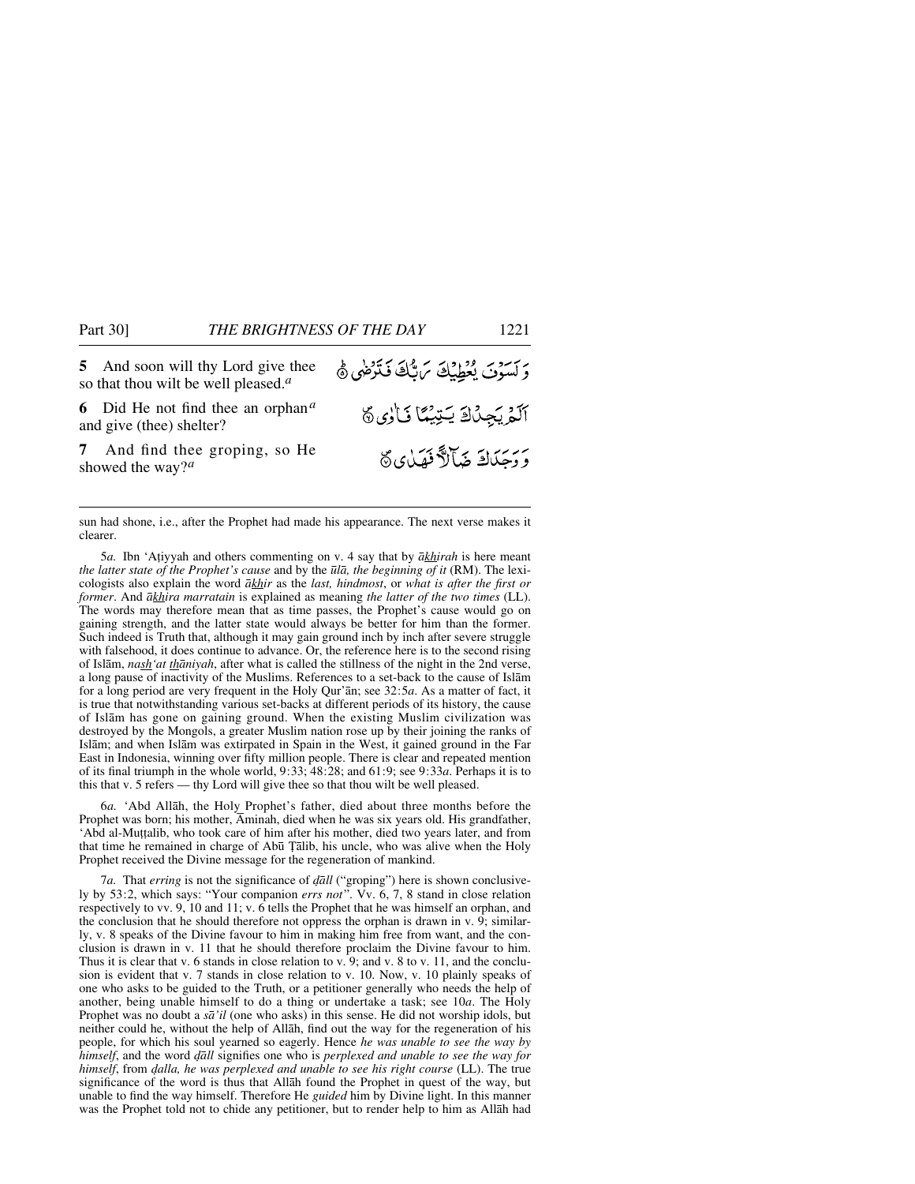**5** And soon will thy Lord give thee so that thou wilt be well pleased.[a]

وَ لَسَوْفَ يُعْطِيْكَ رَبُّكَ فَتَرْضٰى ۞

**6** Did He not find thee an orphan[a] and give (thee) shelter?

اَلَمْ يَجِدْكَ يَتِيْمًا فَاٰوٰى ۞

**7** And find thee groping, so He showed the way?[a]

وَ وَجَدَكَ ضَآلًّا فَهَدٰى ۞

---

sun had shone, i.e., after the Prophet had made his appearance. The next verse makes it clearer.

5*a.* Ibn 'Aṭiyyah and others commenting on v. 4 say that by *ākhirah* is here meant *the latter state of the Prophet's cause* and by the *ūlā, the beginning of it* (RM). The lexicologists also explain the word *ākhir* as the *last, hindmost*, or *what is after the first or former*. And *ākhira marratain* is explained as meaning *the latter of the two times* (LL). The words may therefore mean that as time passes, the Prophet's cause would go on gaining strength, and the latter state would always be better for him than the former. Such indeed is Truth that, although it may gain ground inch by inch after severe struggle with falsehood, it does continue to advance. Or, the reference here is to the second rising of Islām, *nash'at thāniyah*, after what is called the stillness of the night in the 2nd verse, a long pause of inactivity of the Muslims. References to a set-back to the cause of Islām for a long period are very frequent in the Holy Qur'ān; see 32:5*a*. As a matter of fact, it is true that notwithstanding various set-backs at different periods of its history, the cause of Islām has gone on gaining ground. When the existing Muslim civilization was destroyed by the Mongols, a greater Muslim nation rose up by their joining the ranks of Islām; and when Islām was extirpated in Spain in the West, it gained ground in the Far East in Indonesia, winning over fifty million people. There is clear and repeated mention of its final triumph in the whole world, 9:33; 48:28; and 61:9; see 9:33*a*. Perhaps it is to this that v. 5 refers — thy Lord will give thee so that thou wilt be well pleased.

6*a.* 'Abd Allāh, the Holy Prophet's father, died about three months before the Prophet was born; his mother, Āminah, died when he was six years old. His grandfather, 'Abd al-Muṭṭalib, who took care of him after his mother, died two years later, and from that time he remained in charge of Abū Ṭālib, his uncle, who was alive when the Holy Prophet received the Divine message for the regeneration of mankind.

7*a.* That *erring* is not the significance of *ḍāll* ("groping") here is shown conclusively by 53:2, which says: "Your companion *errs not*". Vv. 6, 7, 8 stand in close relation respectively to vv. 9, 10 and 11; v. 6 tells the Prophet that he was himself an orphan, and the conclusion that he should therefore not oppress the orphan is drawn in v. 9; similarly, v. 8 speaks of the Divine favour to him in making him free from want, and the conclusion is drawn in v. 11 that he should therefore proclaim the Divine favour to him. Thus it is clear that v. 6 stands in close relation to v. 9; and v. 8 to v. 11, and the conclusion is evident that v. 7 stands in close relation to v. 10. Now, v. 10 plainly speaks of one who asks to be guided to the Truth, or a petitioner generally who needs the help of another, being unable himself to do a thing or undertake a task; see 10*a*. The Holy Prophet was no doubt a *sā'il* (one who asks) in this sense. He did not worship idols, but neither could he, without the help of Allāh, find out the way for the regeneration of his people, for which his soul yearned so eagerly. Hence *he was unable to see the way by himself*, and the word *ḍāll* signifies one who is *perplexed and unable to see the way for himself*, from *ḍalla, he was perplexed and unable to see his right course* (LL). The true significance of the word is thus that Allāh found the Prophet in quest of the way, but unable to find the way himself. Therefore He *guided* him by Divine light. In this manner was the Prophet told not to chide any petitioner, but to render help to him as Allāh had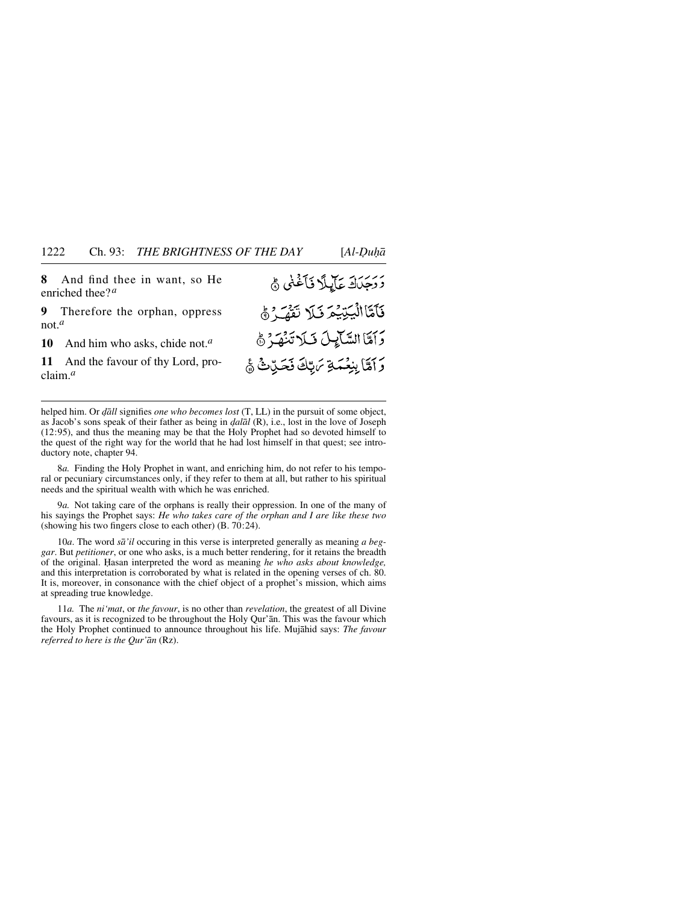**8** And find thee in want, so He enriched thee?[a]

وَوَجَدَكَ عَآئِلًا فَأَغْنٰى ﴿٨﴾

**9** Therefore the orphan, oppress not.[a]

فَأَمَّا الْيَتِيْمَ فَلَا تَقْهَرْ ﴿٩﴾

**10** And him who asks, chide not.[a]

وَأَمَّا السَّآئِلَ فَلَا تَنْهَرْ ﴿١٠﴾

**11** And the favour of thy Lord, proclaim.[a]

وَأَمَّا بِنِعْمَةِ رَبِّكَ فَحَدِّثْ ﴿١١﴾

---

helped him. Or *ḍāll* signifies *one who becomes lost* (T, LL) in the pursuit of some object, as Jacob's sons speak of their father as being in *ḍalāl* (R), i.e., lost in the love of Joseph (12:95), and thus the meaning may be that the Holy Prophet had so devoted himself to the quest of the right way for the world that he had lost himself in that quest; see introductory note, chapter 94.

8*a.* Finding the Holy Prophet in want, and enriching him, do not refer to his temporal or pecuniary circumstances only, if they refer to them at all, but rather to his spiritual needs and the spiritual wealth with which he was enriched.

9*a.* Not taking care of the orphans is really their oppression. In one of the many of his sayings the Prophet says: *He who takes care of the orphan and I are like these two* (showing his two fingers close to each other) (B. 70:24).

10*a*. The word *sā'il* occuring in this verse is interpreted generally as meaning *a beggar*. But *petitioner*, or one who asks, is a much better rendering, for it retains the breadth of the original. Ḥasan interpreted the word as meaning *he who asks about knowledge,* and this interpretation is corroborated by what is related in the opening verses of ch. 80. It is, moreover, in consonance with the chief object of a prophet's mission, which aims at spreading true knowledge.

11*a.* The *ni'mat*, or *the favour*, is no other than *revelation*, the greatest of all Divine favours, as it is recognized to be throughout the Holy Qur'ān. This was the favour which the Holy Prophet continued to announce throughout his life. Mujāhid says: *The favour referred to here is the Qur'ān* (Rz).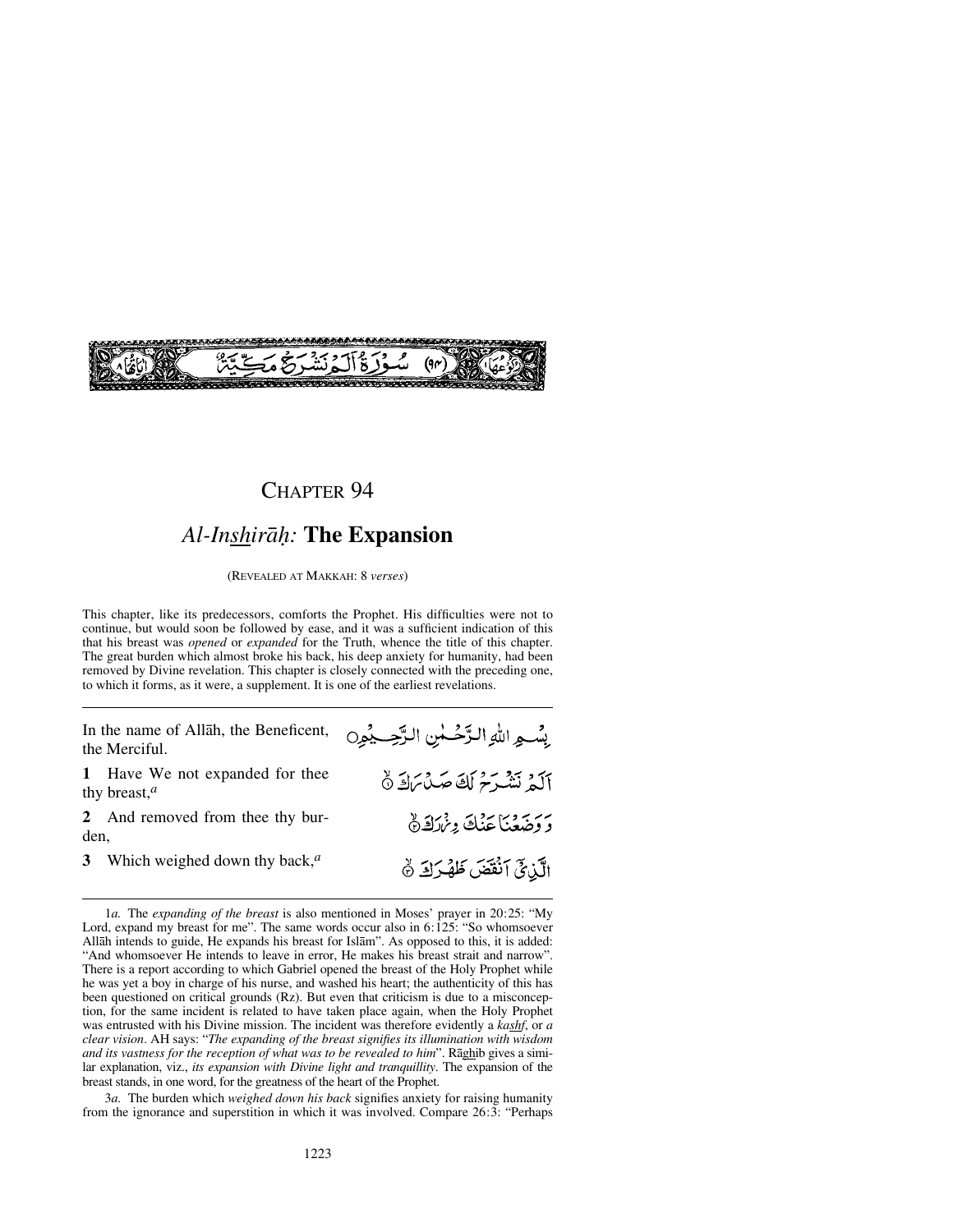سُورَةُ الْمُنْشَرِحِ مَكِّيَّةٌ (٩٤)

# CHAPTER 94

## *Al-Inshirāḥ:* **The Expansion**

(REVEALED AT MAKKAH: 8 *verses*)

This chapter, like its predecessors, comforts the Prophet. His difficulties were not to continue, but would soon be followed by ease, and it was a sufficient indication of this that his breast was *opened* or *expanded* for the Truth, whence the title of this chapter. The great burden which almost broke his back, his deep anxiety for humanity, had been removed by Divine revelation. This chapter is closely connected with the preceding one, to which it forms, as it were, a supplement. It is one of the earliest revelations.

---

| | |
|---|---|
| In the name of Allāh, the Beneficent, the Merciful. | بِسْمِ اللّٰهِ الرَّحْمٰنِ الرَّحِيْمِ |
| **1** Have We not expanded for thee thy breast,[a] | اَلَمْ نَشْرَحْ لَكَ صَدْرَكَ ۙ﴿۱﴾ |
| **2** And removed from thee thy burden, | وَ وَضَعْنَا عَنْكَ وِزْرَكَ ۙ﴿۲﴾ |
| **3** Which weighed down thy back,[a] | الَّذِیْۤ اَنْقَضَ ظَهْرَكَ ۙ﴿۳﴾ |

---

1*a.* The *expanding of the breast* is also mentioned in Moses' prayer in 20:25: "My Lord, expand my breast for me". The same words occur also in 6:125: "So whomsoever Allāh intends to guide, He expands his breast for Islām". As opposed to this, it is added: "And whomsoever He intends to leave in error, He makes his breast strait and narrow". There is a report according to which Gabriel opened the breast of the Holy Prophet while he was yet a boy in charge of his nurse, and washed his heart; the authenticity of this has been questioned on critical grounds (Rz). But even that criticism is due to a misconception, for the same incident is related to have taken place again, when the Holy Prophet was entrusted with his Divine mission. The incident was therefore evidently a *kashf*, or *a clear vision*. AH says: "*The expanding of the breast signifies its illumination with wisdom and its vastness for the reception of what was to be revealed to him*". Rāghib gives a similar explanation, viz., *its expansion with Divine light and tranquillity*. The expansion of the breast stands, in one word, for the greatness of the heart of the Prophet.

3*a.* The burden which *weighed down his back* signifies anxiety for raising humanity from the ignorance and superstition in which it was involved. Compare 26:3: "Perhaps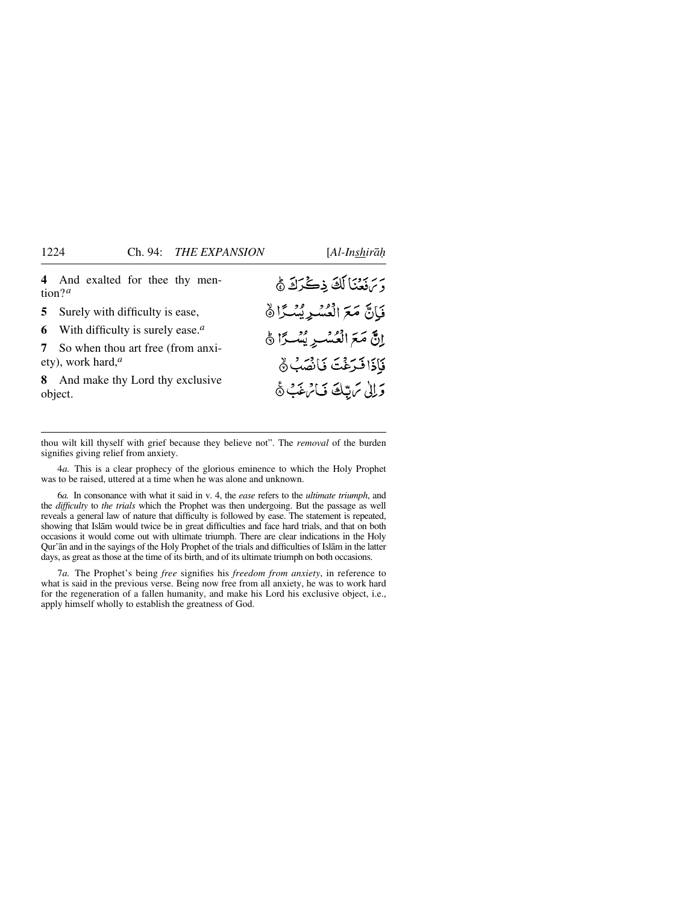**4** And exalted for thee thy mention?[a]

وَ رَفَعْنَا لَكَ ذِكْرَكَ ۝٤

**5** Surely with difficulty is ease,

فَإِنَّ مَعَ الْعُسْرِ يُسْرًا ۝٥

**6** With difficulty is surely ease.[a]

إِنَّ مَعَ الْعُسْرِ يُسْرًا ۝٦

**7** So when thou art free (from anxiety), work hard,[a]

فَإِذَا فَرَغْتَ فَانْصَبْ ۝٧

**8** And make thy Lord thy exclusive object.

وَإِلٰى رَبِّكَ فَارْغَبْ ۝٨

---

thou wilt kill thyself with grief because they believe not". The *removal* of the burden signifies giving relief from anxiety.

4*a.* This is a clear prophecy of the glorious eminence to which the Holy Prophet was to be raised, uttered at a time when he was alone and unknown.

6*a.* In consonance with what it said in v. 4, the *ease* refers to the *ultimate triumph*, and the *difficulty* to *the trials* which the Prophet was then undergoing. But the passage as well reveals a general law of nature that difficulty is followed by ease. The statement is repeated, showing that Islām would twice be in great difficulties and face hard trials, and that on both occasions it would come out with ultimate triumph. There are clear indications in the Holy Qur'ān and in the sayings of the Holy Prophet of the trials and difficulties of Islām in the latter days, as great as those at the time of its birth, and of its ultimate triumph on both occasions.

7*a.* The Prophet's being *free* signifies his *freedom from anxiety*, in reference to what is said in the previous verse. Being now free from all anxiety, he was to work hard for the regeneration of a fallen humanity, and make his Lord his exclusive object, i.e., apply himself wholly to establish the greatness of God.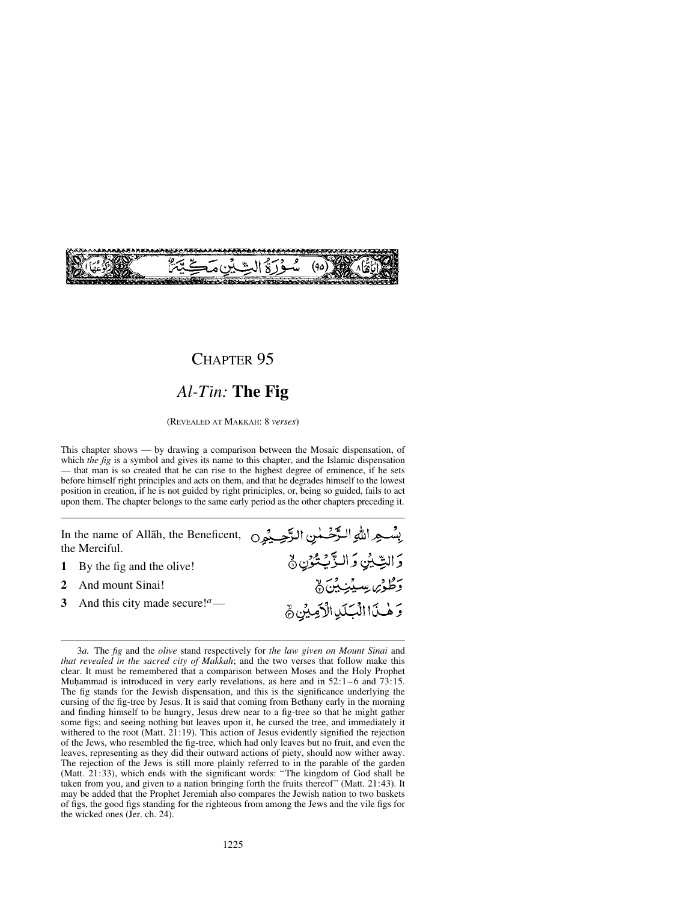سُورَةُ التِّينِ مَكِّيَّةٌ (٩٥)

# CHAPTER 95

## *Al-Tīn:* The Fig

(REVEALED AT MAKKAH: 8 *verses*)

This chapter shows — by drawing a comparison between the Mosaic dispensation, of which *the fig* is a symbol and gives its name to this chapter, and the Islamic dispensation — that man is so created that he can rise to the highest degree of eminence, if he sets before himself right principles and acts on them, and that he degrades himself to the lowest position in creation, if he is not guided by right priniciples, or, being so guided, fails to act upon them. The chapter belongs to the same early period as the other chapters preceding it.

---

In the name of Allāh, the Beneficent, the Merciful. بِسْمِ اللّٰهِ الرَّحْمٰنِ الرَّحِيْمِ

**1** By the fig and the olive! وَالتِّيْنِ وَالزَّيْتُوْنِ ۙ﴿۱﴾

**2** And mount Sinai! وَطُوْرِ سِيْنِيْنَ ۙ﴿۲﴾

**3** And this city made secure![a] — وَهٰذَا الْبَلَدِ الْاَمِيْنِ ۙ﴿۳﴾

---

3*a.* The *fig* and the *olive* stand respectively for *the law given on Mount Sinai* and *that revealed in the sacred city of Makkah*; and the two verses that follow make this clear. It must be remembered that a comparison between Moses and the Holy Prophet Muḥammad is introduced in very early revelations, as here and in 52:1–6 and 73:15. The fig stands for the Jewish dispensation, and this is the significance underlying the cursing of the fig-tree by Jesus. It is said that coming from Bethany early in the morning and finding himself to be hungry, Jesus drew near to a fig-tree so that he might gather some figs; and seeing nothing but leaves upon it, he cursed the tree, and immediately it withered to the root (Matt. 21:19). This action of Jesus evidently signified the rejection of the Jews, who resembled the fig-tree, which had only leaves but no fruit, and even the leaves, representing as they did their outward actions of piety, should now wither away. The rejection of the Jews is still more plainly referred to in the parable of the garden (Matt. 21:33), which ends with the significant words: "The kingdom of God shall be taken from you, and given to a nation bringing forth the fruits thereof" (Matt. 21:43). It may be added that the Prophet Jeremiah also compares the Jewish nation to two baskets of figs, the good figs standing for the righteous from among the Jews and the vile figs for the wicked ones (Jer. ch. 24).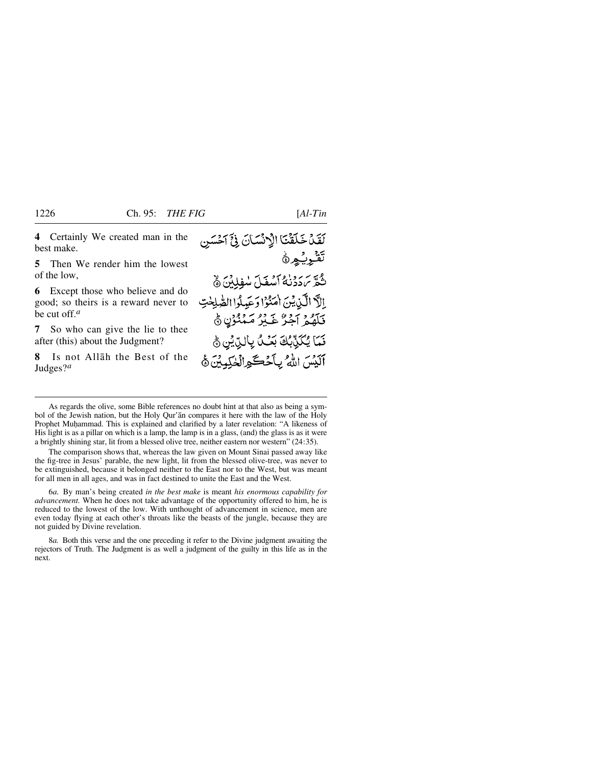**4** Certainly We created man in the best make.

لَقَدْ خَلَقْنَا الْإِنْسَانَ فِيْٓ أَحْسَنِ تَقْوِيْمٍ ﴿٤﴾

**5** Then We render him the lowest of the low,

ثُمَّ رَدَدْنٰهُ أَسْفَلَ سٰفِلِيْنَ ﴿٥﴾

**6** Except those who believe and do good; so theirs is a reward never to be cut off.[a]

إِلَّا الَّذِيْنَ اٰمَنُوْا وَعَمِلُوا الصّٰلِحٰتِ فَلَهُمْ أَجْرٌ غَيْرُ مَمْنُوْنٍ ﴿٦﴾

**7** So who can give the lie to thee after (this) about the Judgment?

فَمَا يُكَذِّبُكَ بَعْدُ بِالدِّيْنِ ﴿٧﴾

**8** Is not Allāh the Best of the Judges?[a]

أَلَيْسَ اللّٰهُ بِأَحْكَمِ الْحٰكِمِيْنَ ﴿٨﴾

---

As regards the olive, some Bible references no doubt hint at that also as being a symbol of the Jewish nation, but the Holy Qur'ān compares it here with the law of the Holy Prophet Muḥammad. This is explained and clarified by a later revelation: "A likeness of His light is as a pillar on which is a lamp, the lamp is in a glass, (and) the glass is as it were a brightly shining star, lit from a blessed olive tree, neither eastern nor western" (24:35).

The comparison shows that, whereas the law given on Mount Sinai passed away like the fig-tree in Jesus' parable, the new light, lit from the blessed olive-tree, was never to be extinguished, because it belonged neither to the East nor to the West, but was meant for all men in all ages, and was in fact destined to unite the East and the West.

6*a.* By man's being created *in the best make* is meant *his enormous capability for advancement.* When he does not take advantage of the opportunity offered to him, he is reduced to the lowest of the low. With unthought of advancement in science, men are even today flying at each other's throats like the beasts of the jungle, because they are not guided by Divine revelation.

8*a.* Both this verse and the one preceding it refer to the Divine judgment awaiting the rejectors of Truth. The Judgment is as well a judgment of the guilty in this life as in the next.